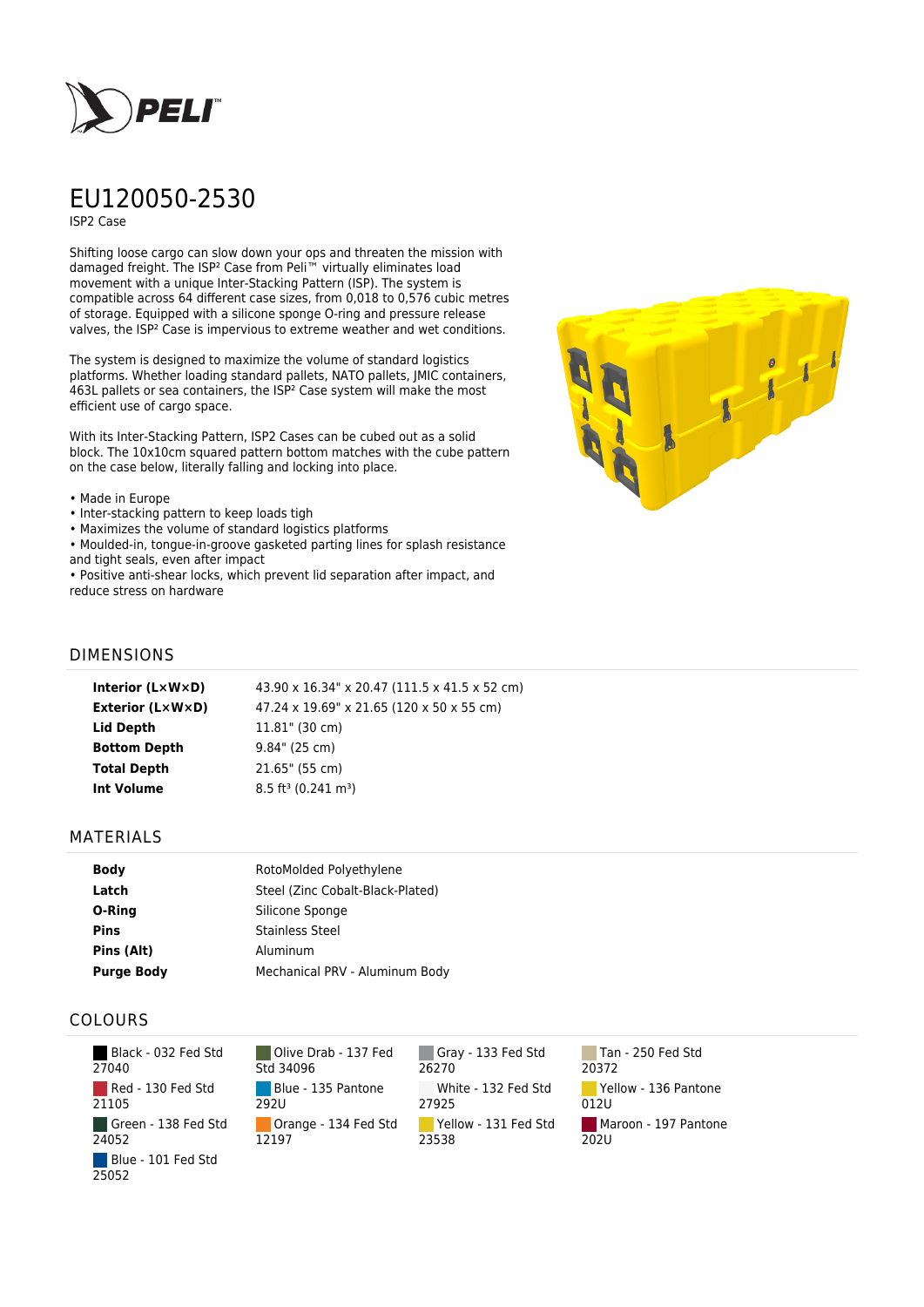# EU120050-2530

ISP2 Case

Shifting loose cargo can slow down your ops and threaten the mission with damaged freight. The ISP² Case from Peli™ virtually eliminates load movement with a unique Inter-Stacking Pattern (ISP). The system is compatible across 64 different case sizes, from 0,018 to 0,576 cubic metres of storage. Equipped with a silicone sponge O-ring and pressure release valves, the ISP² Case is impervious to extreme weather and wet conditions.

The system is designed to maximize the volume of standard logistics platforms. Whether loading standard pallets, NATO pallets, JMIC containers, 463L pallets or sea containers, the ISP² Case system will make the most efficient use of cargo space.

With its Inter-Stacking Pattern, ISP2 Cases can be cubed out as a solid block. The 10x10cm squared pattern bottom matches with the cube pattern on the case below, literally falling and locking into place.

- Made in Europe
- Inter-stacking pattern to keep loads tigh
- Maximizes the volume of standard logistics platforms
- Moulded-in, tongue-in-groove gasketed parting lines for splash resistance and tight seals, even after impact
- Positive anti-shear locks, which prevent lid separation after impact, and reduce stress on hardware

## DIMENSIONS

| | |
|---|---|
| **Interior (L×W×D)** | 43.90 x 16.34" x 20.47 (111.5 x 41.5 x 52 cm) |
| **Exterior (L×W×D)** | 47.24 x 19.69" x 21.65 (120 x 50 x 55 cm) |
| **Lid Depth** | 11.81" (30 cm) |
| **Bottom Depth** | 9.84" (25 cm) |
| **Total Depth** | 21.65" (55 cm) |
| **Int Volume** | 8.5 ft³ (0.241 m³) |

## MATERIALS

| | |
|---|---|
| **Body** | RotoMolded Polyethylene |
| **Latch** | Steel (Zinc Cobalt-Black-Plated) |
| **O-Ring** | Silicone Sponge |
| **Pins** | Stainless Steel |
| **Pins (Alt)** | Aluminum |
| **Purge Body** | Mechanical PRV - Aluminum Body |

## COLOURS

| | | | |
|---|---|---|---|
| Black - 032 Fed Std 27040 | Olive Drab - 137 Fed Std 34096 | Gray - 133 Fed Std 26270 | Tan - 250 Fed Std 20372 |
| Red - 130 Fed Std 21105 | Blue - 135 Pantone 292U | White - 132 Fed Std 27925 | Yellow - 136 Pantone 012U |
| Green - 138 Fed Std 24052 | Orange - 134 Fed Std 12197 | Yellow - 131 Fed Std 23538 | Maroon - 197 Pantone 202U |
| Blue - 101 Fed Std 25052 | | | |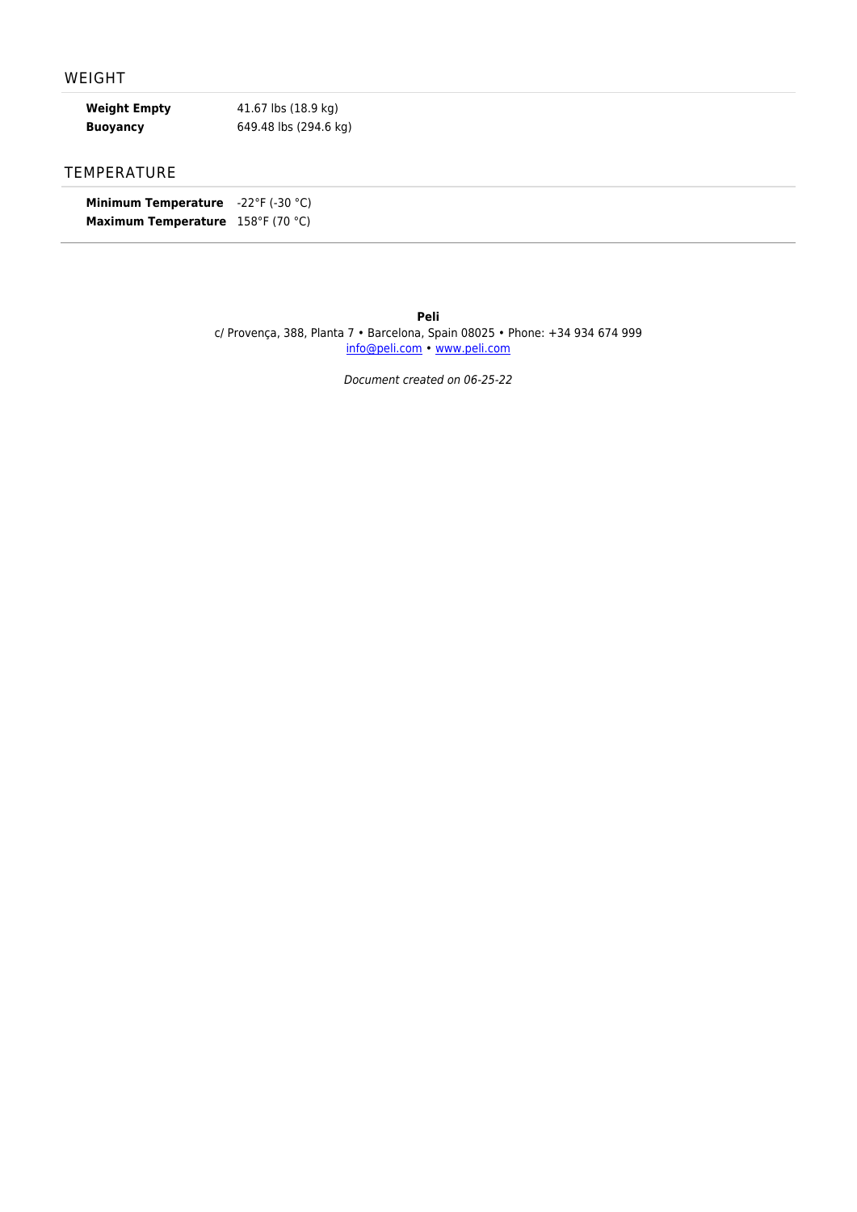## WEIGHT

| | |
|---|---|
| **Weight Empty** | 41.67 lbs (18.9 kg) |
| **Buoyancy** | 649.48 lbs (294.6 kg) |

## TEMPERATURE

| | |
|---|---|
| **Minimum Temperature** | -22°F (-30 °C) |
| **Maximum Temperature** | 158°F (70 °C) |

**Peli**
c/ Provença, 388, Planta 7 • Barcelona, Spain 08025 • Phone: +34 934 674 999
info@peli.com • www.peli.com

*Document created on 06-25-22*